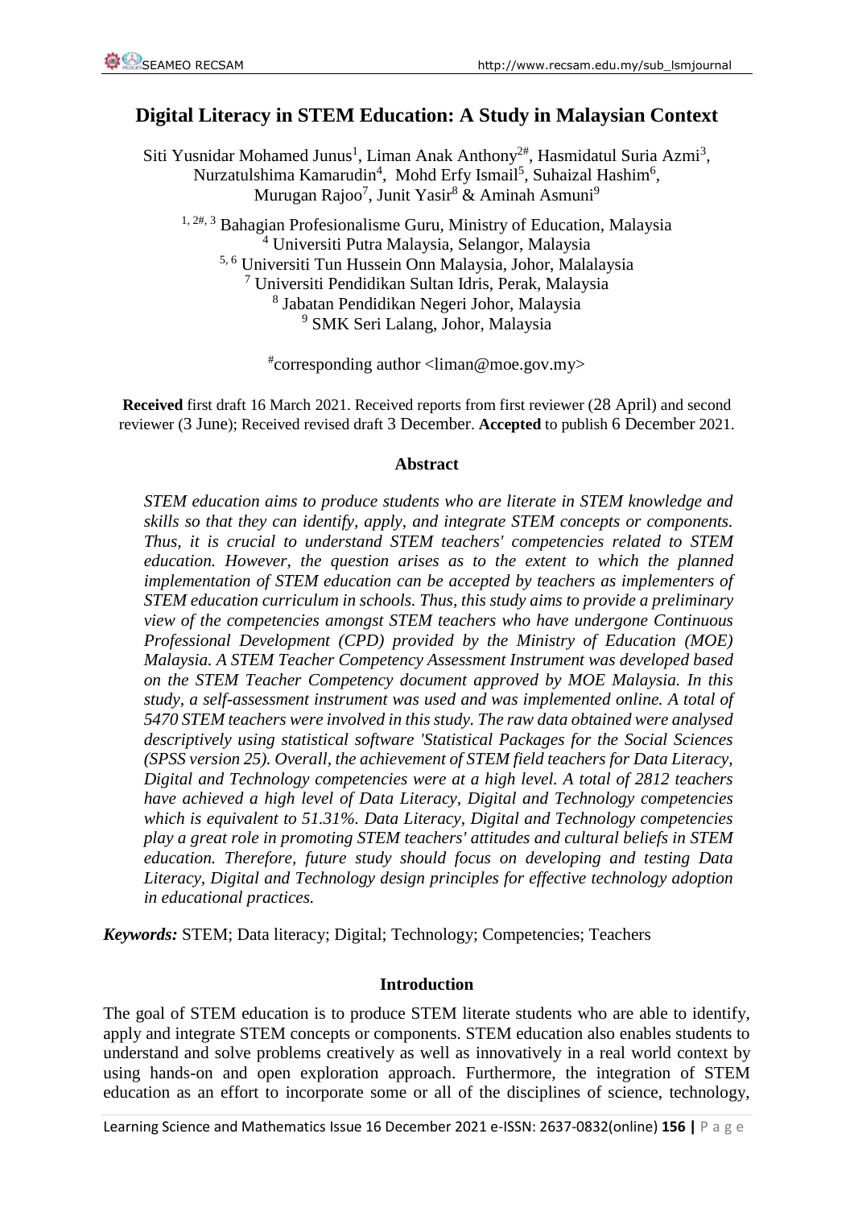# Digital Literacy in STEM Education: A Study in Malaysian Context

Siti Yusnidar Mohamed Junus[1], Liman Anak Anthony[2#], Hasmidatul Suria Azmi[3], Nurzatulshima Kamarudin[4], Mohd Erfy Ismail[5], Suhaizal Hashim[6], Murugan Rajoo[7], Junit Yasir[8] & Aminah Asmuni[9]

[1, 2#, 3] Bahagian Profesionalisme Guru, Ministry of Education, Malaysia
[4] Universiti Putra Malaysia, Selangor, Malaysia
[5, 6] Universiti Tun Hussein Onn Malaysia, Johor, Malalaysia
[7] Universiti Pendidikan Sultan Idris, Perak, Malaysia
[8] Jabatan Pendidikan Negeri Johor, Malaysia
[9] SMK Seri Lalang, Johor, Malaysia

[#]corresponding author <liman@moe.gov.my>

**Received** first draft 16 March 2021. Received reports from first reviewer (28 April) and second reviewer (3 June); Received revised draft 3 December. **Accepted** to publish 6 December 2021.

## Abstract

*STEM education aims to produce students who are literate in STEM knowledge and skills so that they can identify, apply, and integrate STEM concepts or components. Thus, it is crucial to understand STEM teachers' competencies related to STEM education. However, the question arises as to the extent to which the planned implementation of STEM education can be accepted by teachers as implementers of STEM education curriculum in schools. Thus, this study aims to provide a preliminary view of the competencies amongst STEM teachers who have undergone Continuous Professional Development (CPD) provided by the Ministry of Education (MOE) Malaysia. A STEM Teacher Competency Assessment Instrument was developed based on the STEM Teacher Competency document approved by MOE Malaysia. In this study, a self-assessment instrument was used and was implemented online. A total of 5470 STEM teachers were involved in this study. The raw data obtained were analysed descriptively using statistical software 'Statistical Packages for the Social Sciences (SPSS version 25). Overall, the achievement of STEM field teachers for Data Literacy, Digital and Technology competencies were at a high level. A total of 2812 teachers have achieved a high level of Data Literacy, Digital and Technology competencies which is equivalent to 51.31%. Data Literacy, Digital and Technology competencies play a great role in promoting STEM teachers' attitudes and cultural beliefs in STEM education. Therefore, future study should focus on developing and testing Data Literacy, Digital and Technology design principles for effective technology adoption in educational practices.*

***Keywords:*** STEM; Data literacy; Digital; Technology; Competencies; Teachers

## Introduction

The goal of STEM education is to produce STEM literate students who are able to identify, apply and integrate STEM concepts or components. STEM education also enables students to understand and solve problems creatively as well as innovatively in a real world context by using hands-on and open exploration approach. Furthermore, the integration of STEM education as an effort to incorporate some or all of the disciplines of science, technology,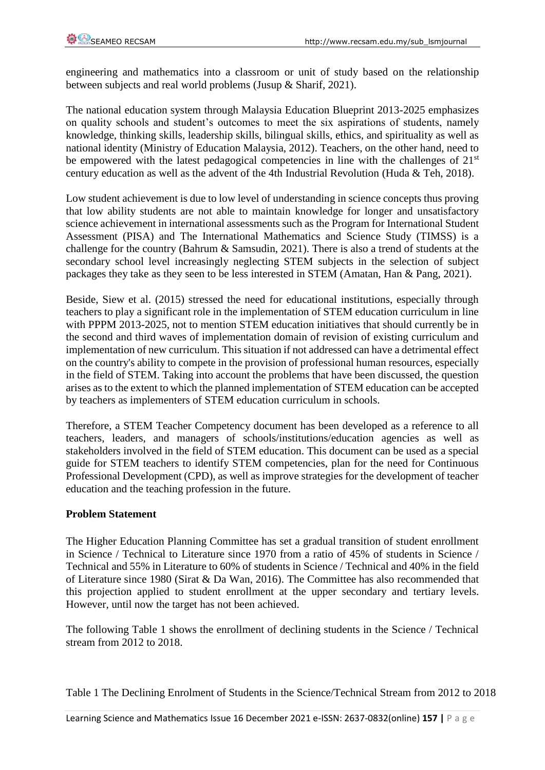engineering and mathematics into a classroom or unit of study based on the relationship between subjects and real world problems (Jusup & Sharif, 2021).

The national education system through Malaysia Education Blueprint 2013-2025 emphasizes on quality schools and student's outcomes to meet the six aspirations of students, namely knowledge, thinking skills, leadership skills, bilingual skills, ethics, and spirituality as well as national identity (Ministry of Education Malaysia, 2012). Teachers, on the other hand, need to be empowered with the latest pedagogical competencies in line with the challenges of 21st century education as well as the advent of the 4th Industrial Revolution (Huda & Teh, 2018).

Low student achievement is due to low level of understanding in science concepts thus proving that low ability students are not able to maintain knowledge for longer and unsatisfactory science achievement in international assessments such as the Program for International Student Assessment (PISA) and The International Mathematics and Science Study (TIMSS) is a challenge for the country (Bahrum & Samsudin, 2021). There is also a trend of students at the secondary school level increasingly neglecting STEM subjects in the selection of subject packages they take as they seen to be less interested in STEM (Amatan, Han & Pang, 2021).

Beside, Siew et al. (2015) stressed the need for educational institutions, especially through teachers to play a significant role in the implementation of STEM education curriculum in line with PPPM 2013-2025, not to mention STEM education initiatives that should currently be in the second and third waves of implementation domain of revision of existing curriculum and implementation of new curriculum. This situation if not addressed can have a detrimental effect on the country's ability to compete in the provision of professional human resources, especially in the field of STEM. Taking into account the problems that have been discussed, the question arises as to the extent to which the planned implementation of STEM education can be accepted by teachers as implementers of STEM education curriculum in schools.

Therefore, a STEM Teacher Competency document has been developed as a reference to all teachers, leaders, and managers of schools/institutions/education agencies as well as stakeholders involved in the field of STEM education. This document can be used as a special guide for STEM teachers to identify STEM competencies, plan for the need for Continuous Professional Development (CPD), as well as improve strategies for the development of teacher education and the teaching profession in the future.

**Problem Statement**

The Higher Education Planning Committee has set a gradual transition of student enrollment in Science / Technical to Literature since 1970 from a ratio of 45% of students in Science / Technical and 55% in Literature to 60% of students in Science / Technical and 40% in the field of Literature since 1980 (Sirat & Da Wan, 2016). The Committee has also recommended that this projection applied to student enrollment at the upper secondary and tertiary levels. However, until now the target has not been achieved.

The following Table 1 shows the enrollment of declining students in the Science / Technical stream from 2012 to 2018.

Table 1 The Declining Enrolment of Students in the Science/Technical Stream from 2012 to 2018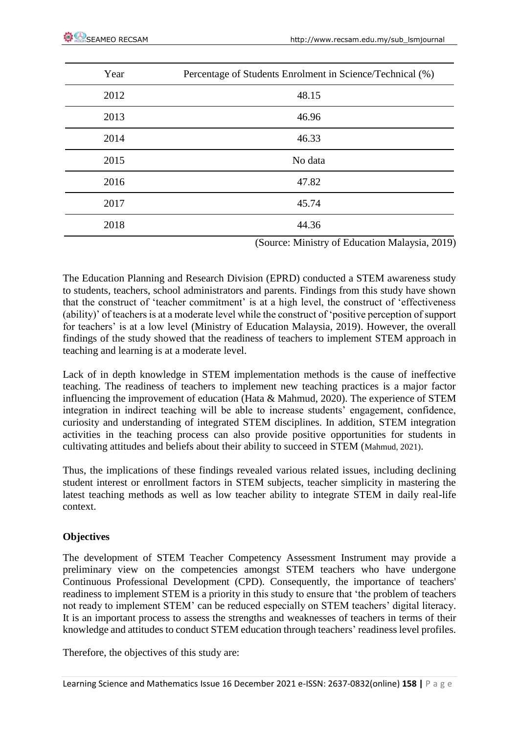| Year | Percentage of Students Enrolment in Science/Technical (%) |
|---|---|
| 2012 | 48.15 |
| 2013 | 46.96 |
| 2014 | 46.33 |
| 2015 | No data |
| 2016 | 47.82 |
| 2017 | 45.74 |
| 2018 | 44.36 |

(Source: Ministry of Education Malaysia, 2019)

The Education Planning and Research Division (EPRD) conducted a STEM awareness study to students, teachers, school administrators and parents. Findings from this study have shown that the construct of 'teacher commitment' is at a high level, the construct of 'effectiveness (ability)' of teachers is at a moderate level while the construct of 'positive perception of support for teachers' is at a low level (Ministry of Education Malaysia, 2019). However, the overall findings of the study showed that the readiness of teachers to implement STEM approach in teaching and learning is at a moderate level.

Lack of in depth knowledge in STEM implementation methods is the cause of ineffective teaching. The readiness of teachers to implement new teaching practices is a major factor influencing the improvement of education (Hata & Mahmud, 2020). The experience of STEM integration in indirect teaching will be able to increase students' engagement, confidence, curiosity and understanding of integrated STEM disciplines. In addition, STEM integration activities in the teaching process can also provide positive opportunities for students in cultivating attitudes and beliefs about their ability to succeed in STEM (Mahmud, 2021).

Thus, the implications of these findings revealed various related issues, including declining student interest or enrollment factors in STEM subjects, teacher simplicity in mastering the latest teaching methods as well as low teacher ability to integrate STEM in daily real-life context.

**Objectives**

The development of STEM Teacher Competency Assessment Instrument may provide a preliminary view on the competencies amongst STEM teachers who have undergone Continuous Professional Development (CPD). Consequently, the importance of teachers' readiness to implement STEM is a priority in this study to ensure that 'the problem of teachers not ready to implement STEM' can be reduced especially on STEM teachers' digital literacy. It is an important process to assess the strengths and weaknesses of teachers in terms of their knowledge and attitudes to conduct STEM education through teachers' readiness level profiles.

Therefore, the objectives of this study are: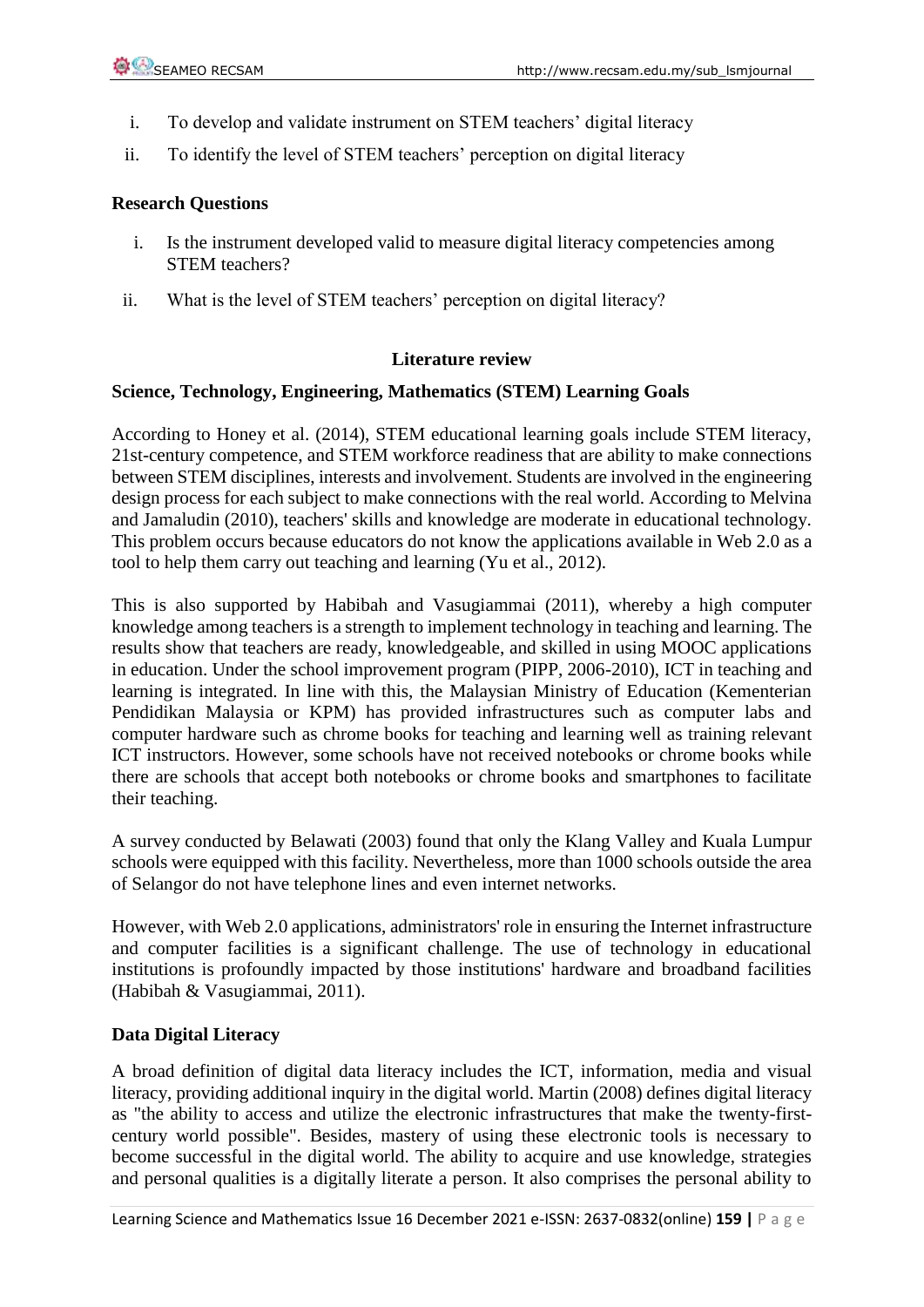i. To develop and validate instrument on STEM teachers' digital literacy
ii. To identify the level of STEM teachers' perception on digital literacy

**Research Questions**

i. Is the instrument developed valid to measure digital literacy competencies among STEM teachers?
ii. What is the level of STEM teachers' perception on digital literacy?

## Literature review

**Science, Technology, Engineering, Mathematics (STEM) Learning Goals**

According to Honey et al. (2014), STEM educational learning goals include STEM literacy, 21st-century competence, and STEM workforce readiness that are ability to make connections between STEM disciplines, interests and involvement. Students are involved in the engineering design process for each subject to make connections with the real world. According to Melvina and Jamaludin (2010), teachers' skills and knowledge are moderate in educational technology. This problem occurs because educators do not know the applications available in Web 2.0 as a tool to help them carry out teaching and learning (Yu et al., 2012).

This is also supported by Habibah and Vasugiammai (2011), whereby a high computer knowledge among teachers is a strength to implement technology in teaching and learning. The results show that teachers are ready, knowledgeable, and skilled in using MOOC applications in education. Under the school improvement program (PIPP, 2006-2010), ICT in teaching and learning is integrated. In line with this, the Malaysian Ministry of Education (Kementerian Pendidikan Malaysia or KPM) has provided infrastructures such as computer labs and computer hardware such as chrome books for teaching and learning well as training relevant ICT instructors. However, some schools have not received notebooks or chrome books while there are schools that accept both notebooks or chrome books and smartphones to facilitate their teaching.

A survey conducted by Belawati (2003) found that only the Klang Valley and Kuala Lumpur schools were equipped with this facility. Nevertheless, more than 1000 schools outside the area of Selangor do not have telephone lines and even internet networks.

However, with Web 2.0 applications, administrators' role in ensuring the Internet infrastructure and computer facilities is a significant challenge. The use of technology in educational institutions is profoundly impacted by those institutions' hardware and broadband facilities (Habibah & Vasugiammai, 2011).

**Data Digital Literacy**

A broad definition of digital data literacy includes the ICT, information, media and visual literacy, providing additional inquiry in the digital world. Martin (2008) defines digital literacy as "the ability to access and utilize the electronic infrastructures that make the twenty-first-century world possible". Besides, mastery of using these electronic tools is necessary to become successful in the digital world. The ability to acquire and use knowledge, strategies and personal qualities is a digitally literate a person. It also comprises the personal ability to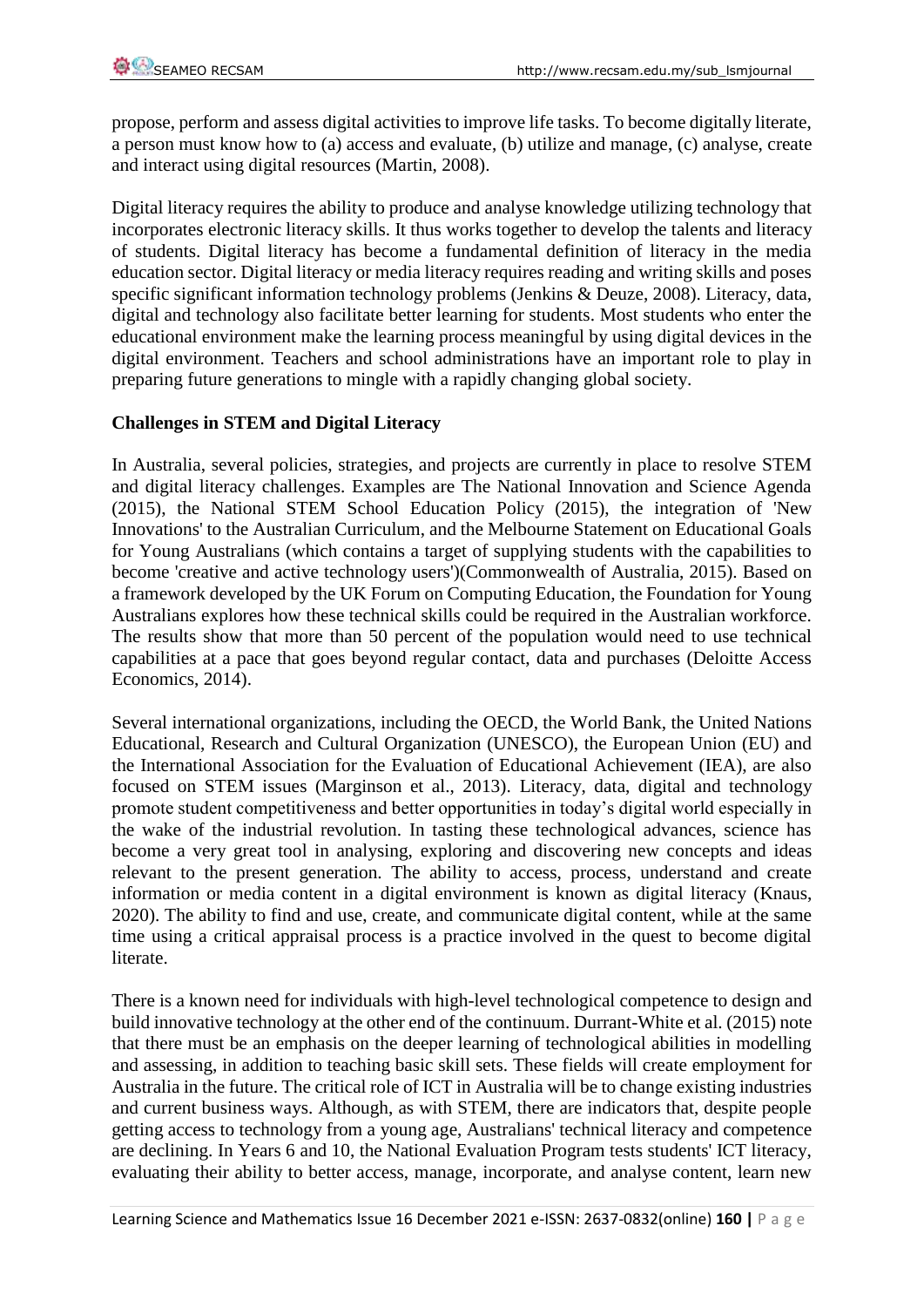propose, perform and assess digital activities to improve life tasks. To become digitally literate, a person must know how to (a) access and evaluate, (b) utilize and manage, (c) analyse, create and interact using digital resources (Martin, 2008).

Digital literacy requires the ability to produce and analyse knowledge utilizing technology that incorporates electronic literacy skills. It thus works together to develop the talents and literacy of students. Digital literacy has become a fundamental definition of literacy in the media education sector. Digital literacy or media literacy requires reading and writing skills and poses specific significant information technology problems (Jenkins & Deuze, 2008). Literacy, data, digital and technology also facilitate better learning for students. Most students who enter the educational environment make the learning process meaningful by using digital devices in the digital environment. Teachers and school administrations have an important role to play in preparing future generations to mingle with a rapidly changing global society.

**Challenges in STEM and Digital Literacy**

In Australia, several policies, strategies, and projects are currently in place to resolve STEM and digital literacy challenges. Examples are The National Innovation and Science Agenda (2015), the National STEM School Education Policy (2015), the integration of 'New Innovations' to the Australian Curriculum, and the Melbourne Statement on Educational Goals for Young Australians (which contains a target of supplying students with the capabilities to become 'creative and active technology users')(Commonwealth of Australia, 2015). Based on a framework developed by the UK Forum on Computing Education, the Foundation for Young Australians explores how these technical skills could be required in the Australian workforce. The results show that more than 50 percent of the population would need to use technical capabilities at a pace that goes beyond regular contact, data and purchases (Deloitte Access Economics, 2014).

Several international organizations, including the OECD, the World Bank, the United Nations Educational, Research and Cultural Organization (UNESCO), the European Union (EU) and the International Association for the Evaluation of Educational Achievement (IEA), are also focused on STEM issues (Marginson et al., 2013). Literacy, data, digital and technology promote student competitiveness and better opportunities in today's digital world especially in the wake of the industrial revolution. In tasting these technological advances, science has become a very great tool in analysing, exploring and discovering new concepts and ideas relevant to the present generation. The ability to access, process, understand and create information or media content in a digital environment is known as digital literacy (Knaus, 2020). The ability to find and use, create, and communicate digital content, while at the same time using a critical appraisal process is a practice involved in the quest to become digital literate.

There is a known need for individuals with high-level technological competence to design and build innovative technology at the other end of the continuum. Durrant-White et al. (2015) note that there must be an emphasis on the deeper learning of technological abilities in modelling and assessing, in addition to teaching basic skill sets. These fields will create employment for Australia in the future. The critical role of ICT in Australia will be to change existing industries and current business ways. Although, as with STEM, there are indicators that, despite people getting access to technology from a young age, Australians' technical literacy and competence are declining. In Years 6 and 10, the National Evaluation Program tests students' ICT literacy, evaluating their ability to better access, manage, incorporate, and analyse content, learn new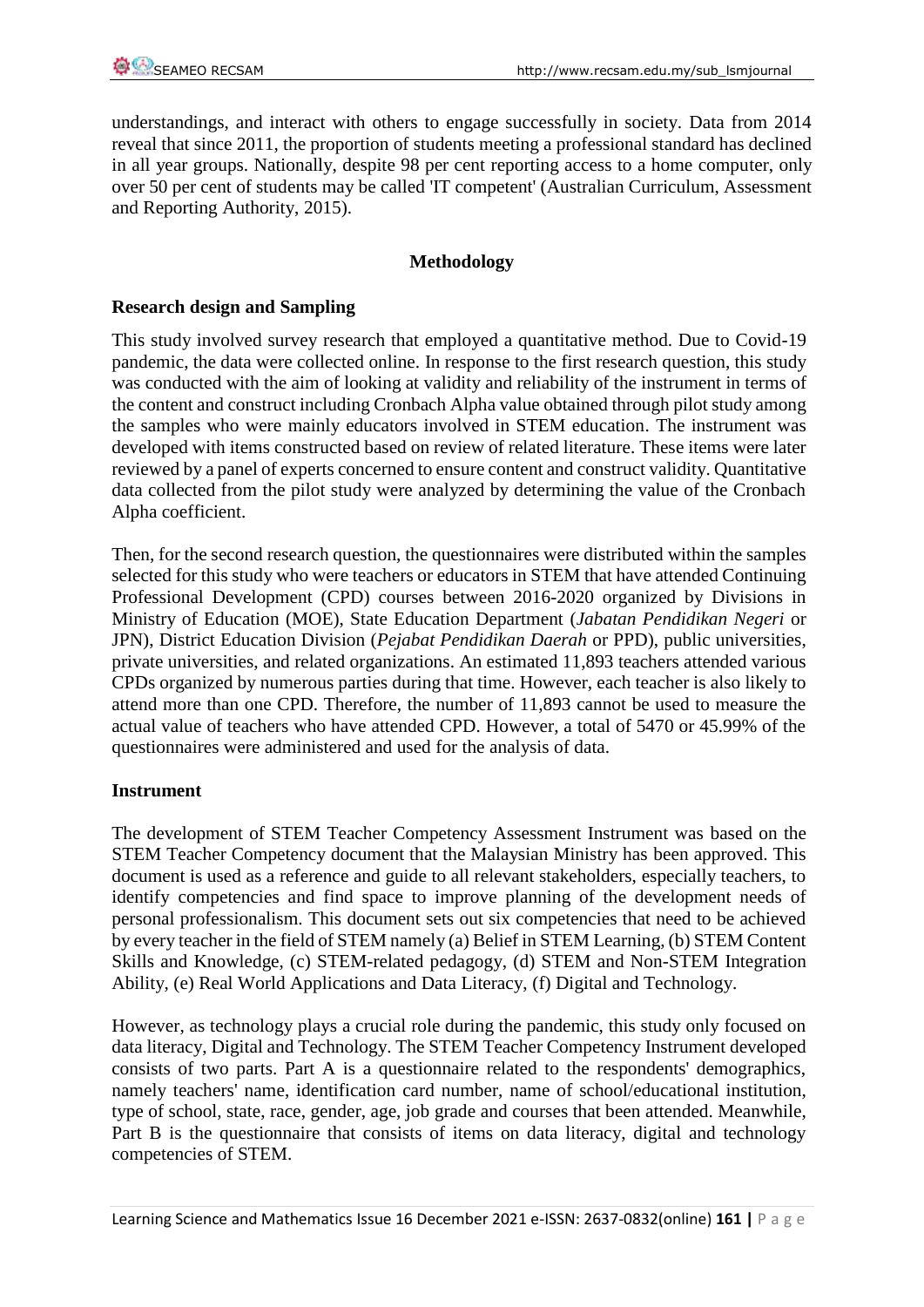understandings, and interact with others to engage successfully in society. Data from 2014 reveal that since 2011, the proportion of students meeting a professional standard has declined in all year groups. Nationally, despite 98 per cent reporting access to a home computer, only over 50 per cent of students may be called 'IT competent' (Australian Curriculum, Assessment and Reporting Authority, 2015).

## Methodology

### Research design and Sampling

This study involved survey research that employed a quantitative method. Due to Covid-19 pandemic, the data were collected online. In response to the first research question, this study was conducted with the aim of looking at validity and reliability of the instrument in terms of the content and construct including Cronbach Alpha value obtained through pilot study among the samples who were mainly educators involved in STEM education. The instrument was developed with items constructed based on review of related literature. These items were later reviewed by a panel of experts concerned to ensure content and construct validity. Quantitative data collected from the pilot study were analyzed by determining the value of the Cronbach Alpha coefficient.

Then, for the second research question, the questionnaires were distributed within the samples selected for this study who were teachers or educators in STEM that have attended Continuing Professional Development (CPD) courses between 2016-2020 organized by Divisions in Ministry of Education (MOE), State Education Department (*Jabatan Pendidikan Negeri* or JPN), District Education Division (*Pejabat Pendidikan Daerah* or PPD), public universities, private universities, and related organizations. An estimated 11,893 teachers attended various CPDs organized by numerous parties during that time. However, each teacher is also likely to attend more than one CPD. Therefore, the number of 11,893 cannot be used to measure the actual value of teachers who have attended CPD. However, a total of 5470 or 45.99% of the questionnaires were administered and used for the analysis of data.

### Instrument

The development of STEM Teacher Competency Assessment Instrument was based on the STEM Teacher Competency document that the Malaysian Ministry has been approved. This document is used as a reference and guide to all relevant stakeholders, especially teachers, to identify competencies and find space to improve planning of the development needs of personal professionalism. This document sets out six competencies that need to be achieved by every teacher in the field of STEM namely (a) Belief in STEM Learning, (b) STEM Content Skills and Knowledge, (c) STEM-related pedagogy, (d) STEM and Non-STEM Integration Ability, (e) Real World Applications and Data Literacy, (f) Digital and Technology.

However, as technology plays a crucial role during the pandemic, this study only focused on data literacy, Digital and Technology. The STEM Teacher Competency Instrument developed consists of two parts. Part A is a questionnaire related to the respondents' demographics, namely teachers' name, identification card number, name of school/educational institution, type of school, state, race, gender, age, job grade and courses that been attended. Meanwhile, Part B is the questionnaire that consists of items on data literacy, digital and technology competencies of STEM.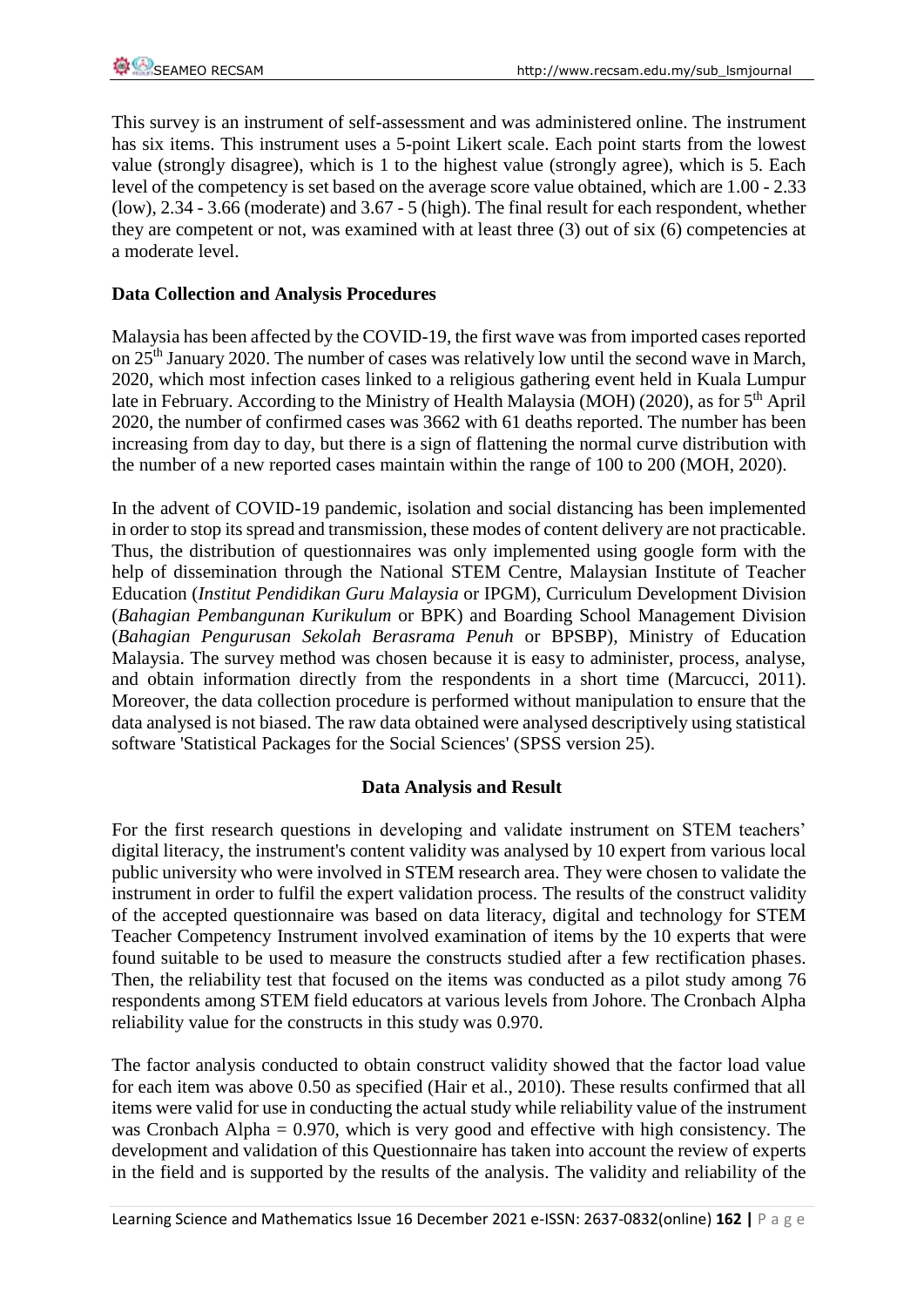This survey is an instrument of self-assessment and was administered online. The instrument has six items. This instrument uses a 5-point Likert scale. Each point starts from the lowest value (strongly disagree), which is 1 to the highest value (strongly agree), which is 5. Each level of the competency is set based on the average score value obtained, which are 1.00 - 2.33 (low), 2.34 - 3.66 (moderate) and 3.67 - 5 (high). The final result for each respondent, whether they are competent or not, was examined with at least three (3) out of six (6) competencies at a moderate level.

**Data Collection and Analysis Procedures**

Malaysia has been affected by the COVID-19, the first wave was from imported cases reported on 25$^{th}$ January 2020. The number of cases was relatively low until the second wave in March, 2020, which most infection cases linked to a religious gathering event held in Kuala Lumpur late in February. According to the Ministry of Health Malaysia (MOH) (2020), as for 5$^{th}$ April 2020, the number of confirmed cases was 3662 with 61 deaths reported. The number has been increasing from day to day, but there is a sign of flattening the normal curve distribution with the number of a new reported cases maintain within the range of 100 to 200 (MOH, 2020).

In the advent of COVID-19 pandemic, isolation and social distancing has been implemented in order to stop its spread and transmission, these modes of content delivery are not practicable. Thus, the distribution of questionnaires was only implemented using google form with the help of dissemination through the National STEM Centre, Malaysian Institute of Teacher Education (*Institut Pendidikan Guru Malaysia* or IPGM), Curriculum Development Division (*Bahagian Pembangunan Kurikulum* or BPK) and Boarding School Management Division (*Bahagian Pengurusan Sekolah Berasrama Penuh* or BPSBP), Ministry of Education Malaysia. The survey method was chosen because it is easy to administer, process, analyse, and obtain information directly from the respondents in a short time (Marcucci, 2011). Moreover, the data collection procedure is performed without manipulation to ensure that the data analysed is not biased. The raw data obtained were analysed descriptively using statistical software 'Statistical Packages for the Social Sciences' (SPSS version 25).

## Data Analysis and Result

For the first research questions in developing and validate instrument on STEM teachers' digital literacy, the instrument's content validity was analysed by 10 expert from various local public university who were involved in STEM research area. They were chosen to validate the instrument in order to fulfil the expert validation process. The results of the construct validity of the accepted questionnaire was based on data literacy, digital and technology for STEM Teacher Competency Instrument involved examination of items by the 10 experts that were found suitable to be used to measure the constructs studied after a few rectification phases. Then, the reliability test that focused on the items was conducted as a pilot study among 76 respondents among STEM field educators at various levels from Johore. The Cronbach Alpha reliability value for the constructs in this study was 0.970.

The factor analysis conducted to obtain construct validity showed that the factor load value for each item was above 0.50 as specified (Hair et al., 2010). These results confirmed that all items were valid for use in conducting the actual study while reliability value of the instrument was Cronbach Alpha = 0.970, which is very good and effective with high consistency. The development and validation of this Questionnaire has taken into account the review of experts in the field and is supported by the results of the analysis. The validity and reliability of the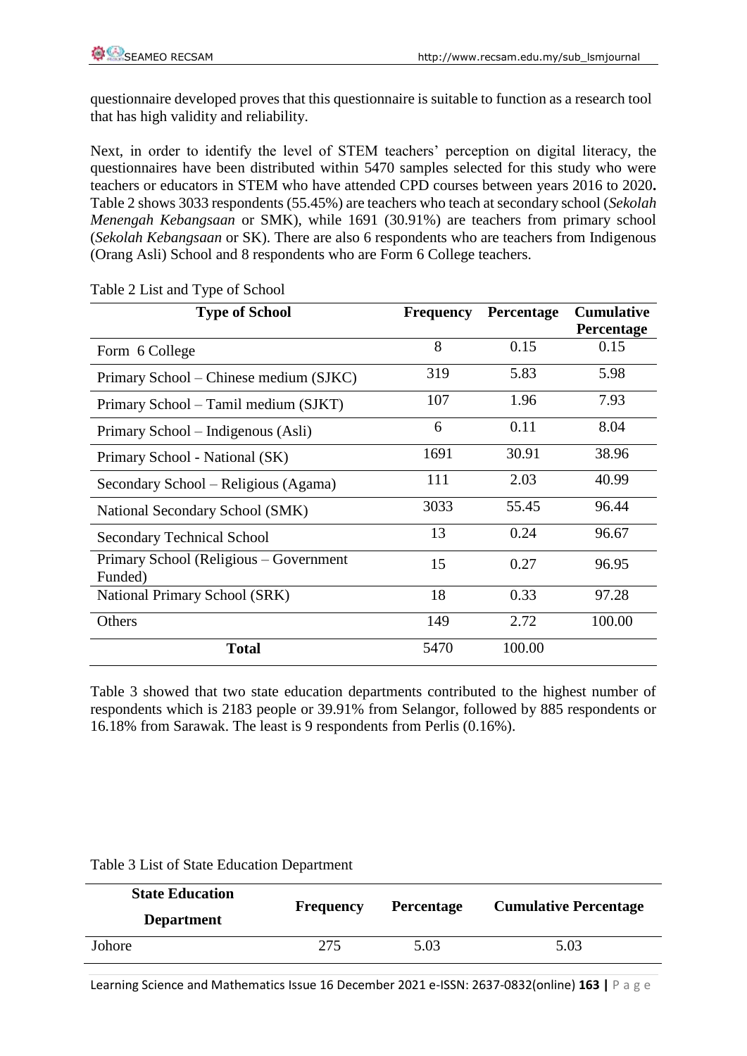questionnaire developed proves that this questionnaire is suitable to function as a research tool that has high validity and reliability.

Next, in order to identify the level of STEM teachers' perception on digital literacy, the questionnaires have been distributed within 5470 samples selected for this study who were teachers or educators in STEM who have attended CPD courses between years 2016 to 2020**.** Table 2 shows 3033 respondents (55.45%) are teachers who teach at secondary school (*Sekolah Menengah Kebangsaan* or SMK), while 1691 (30.91%) are teachers from primary school (*Sekolah Kebangsaan* or SK). There are also 6 respondents who are teachers from Indigenous (Orang Asli) School and 8 respondents who are Form 6 College teachers.

Table 2 List and Type of School

| **Type of School** | **Frequency** | **Percentage** | **Cumulative Percentage** |
|---|---|---|---|
| Form 6 College | 8 | 0.15 | 0.15 |
| Primary School – Chinese medium (SJKC) | 319 | 5.83 | 5.98 |
| Primary School – Tamil medium (SJKT) | 107 | 1.96 | 7.93 |
| Primary School – Indigenous (Asli) | 6 | 0.11 | 8.04 |
| Primary School - National (SK) | 1691 | 30.91 | 38.96 |
| Secondary School – Religious (Agama) | 111 | 2.03 | 40.99 |
| National Secondary School (SMK) | 3033 | 55.45 | 96.44 |
| Secondary Technical School | 13 | 0.24 | 96.67 |
| Primary School (Religious – Government Funded) | 15 | 0.27 | 96.95 |
| National Primary School (SRK) | 18 | 0.33 | 97.28 |
| Others | 149 | 2.72 | 100.00 |
| **Total** | 5470 | 100.00 | |

Table 3 showed that two state education departments contributed to the highest number of respondents which is 2183 people or 39.91% from Selangor, followed by 885 respondents or 16.18% from Sarawak. The least is 9 respondents from Perlis (0.16%).

Table 3 List of State Education Department

| **State Education Department** | **Frequency** | **Percentage** | **Cumulative Percentage** |
|---|---|---|---|
| Johore | 275 | 5.03 | 5.03 |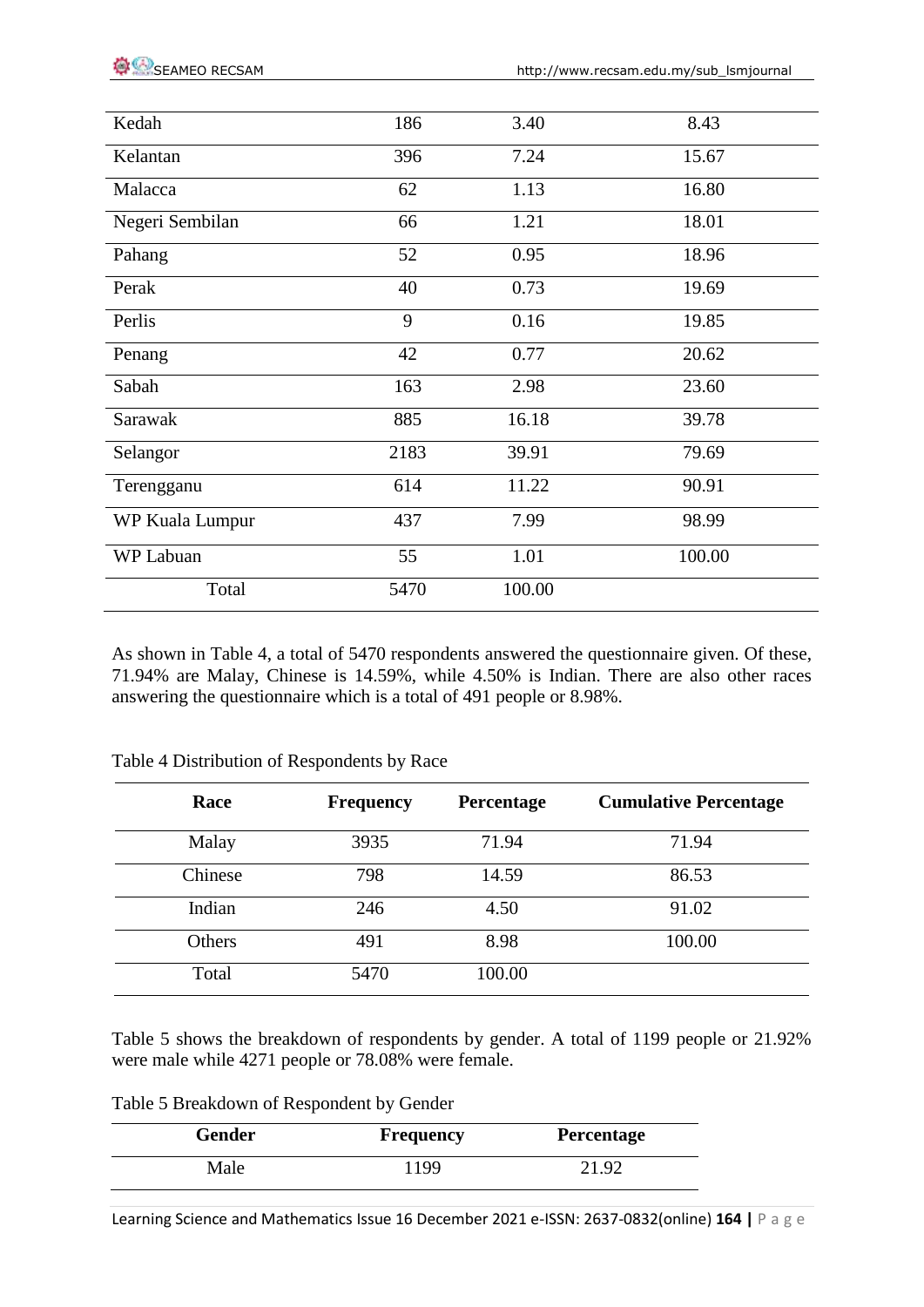| | | | |
|---|---|---|---|
| Kedah | 186 | 3.40 | 8.43 |
| Kelantan | 396 | 7.24 | 15.67 |
| Malacca | 62 | 1.13 | 16.80 |
| Negeri Sembilan | 66 | 1.21 | 18.01 |
| Pahang | 52 | 0.95 | 18.96 |
| Perak | 40 | 0.73 | 19.69 |
| Perlis | 9 | 0.16 | 19.85 |
| Penang | 42 | 0.77 | 20.62 |
| Sabah | 163 | 2.98 | 23.60 |
| Sarawak | 885 | 16.18 | 39.78 |
| Selangor | 2183 | 39.91 | 79.69 |
| Terengganu | 614 | 11.22 | 90.91 |
| WP Kuala Lumpur | 437 | 7.99 | 98.99 |
| WP Labuan | 55 | 1.01 | 100.00 |
| Total | 5470 | 100.00 | |

As shown in Table 4, a total of 5470 respondents answered the questionnaire given. Of these, 71.94% are Malay, Chinese is 14.59%, while 4.50% is Indian. There are also other races answering the questionnaire which is a total of 491 people or 8.98%.

Table 4 Distribution of Respondents by Race

| Race | Frequency | Percentage | Cumulative Percentage |
|---|---|---|---|
| Malay | 3935 | 71.94 | 71.94 |
| Chinese | 798 | 14.59 | 86.53 |
| Indian | 246 | 4.50 | 91.02 |
| Others | 491 | 8.98 | 100.00 |
| Total | 5470 | 100.00 | |

Table 5 shows the breakdown of respondents by gender. A total of 1199 people or 21.92% were male while 4271 people or 78.08% were female.

Table 5 Breakdown of Respondent by Gender

| Gender | Frequency | Percentage |
|---|---|---|
| Male | 1199 | 21.92 |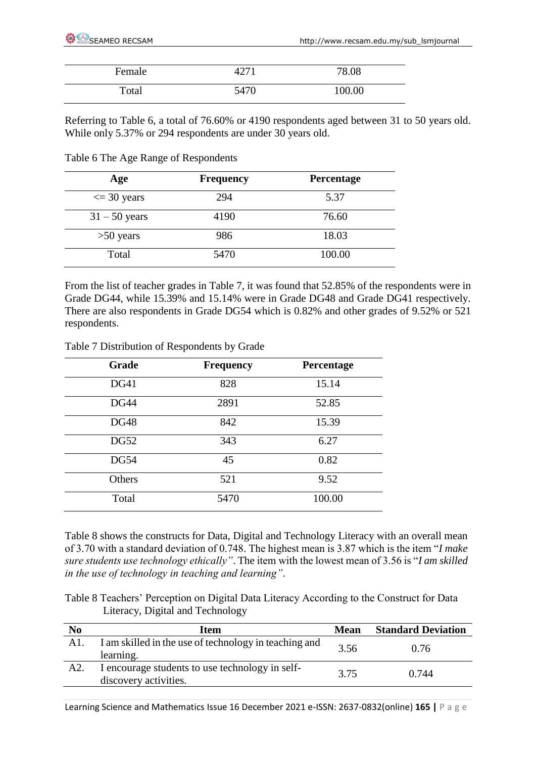| Female | 4271 | 78.08 |
|---|---|---|
| Total | 5470 | 100.00 |

Referring to Table 6, a total of 76.60% or 4190 respondents aged between 31 to 50 years old. While only 5.37% or 294 respondents are under 30 years old.

Table 6 The Age Range of Respondents

| **Age** | **Frequency** | **Percentage** |
|---|---|---|
| <= 30 years | 294 | 5.37 |
| 31 – 50 years | 4190 | 76.60 |
| >50 years | 986 | 18.03 |
| Total | 5470 | 100.00 |

From the list of teacher grades in Table 7, it was found that 52.85% of the respondents were in Grade DG44, while 15.39% and 15.14% were in Grade DG48 and Grade DG41 respectively. There are also respondents in Grade DG54 which is 0.82% and other grades of 9.52% or 521 respondents.

Table 7 Distribution of Respondents by Grade

| **Grade** | **Frequency** | **Percentage** |
|---|---|---|
| DG41 | 828 | 15.14 |
| DG44 | 2891 | 52.85 |
| DG48 | 842 | 15.39 |
| DG52 | 343 | 6.27 |
| DG54 | 45 | 0.82 |
| Others | 521 | 9.52 |
| Total | 5470 | 100.00 |

Table 8 shows the constructs for Data, Digital and Technology Literacy with an overall mean of 3.70 with a standard deviation of 0.748. The highest mean is 3.87 which is the item "*I make sure students use technology ethically"*. The item with the lowest mean of 3.56 is "*I am skilled in the use of technology in teaching and learning"*.

Table 8 Teachers' Perception on Digital Data Literacy According to the Construct for Data Literacy, Digital and Technology

| **No** | **Item** | **Mean** | **Standard Deviation** |
|---|---|---|---|
| A1. | I am skilled in the use of technology in teaching and learning. | 3.56 | 0.76 |
| A2. | I encourage students to use technology in self-discovery activities. | 3.75 | 0.744 |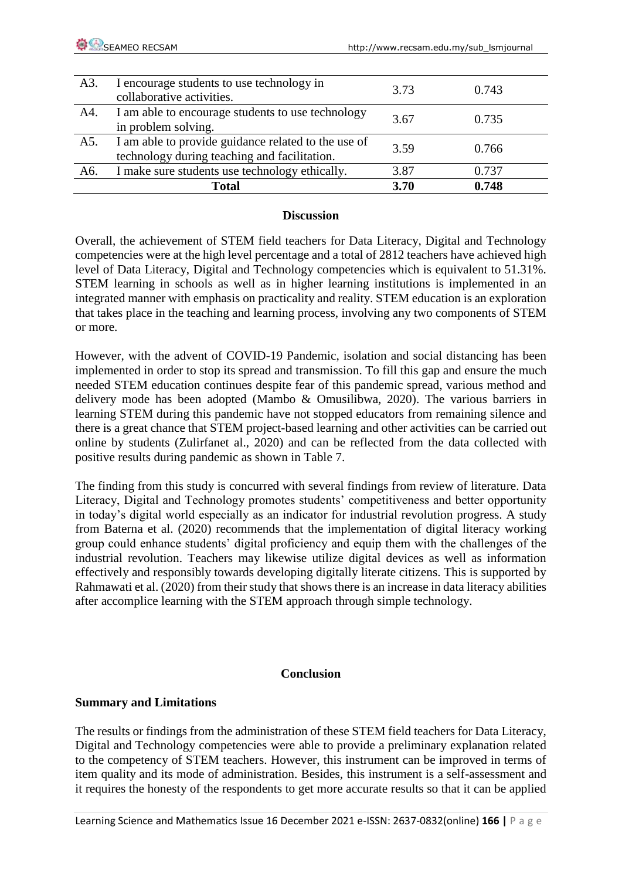| A3. | I encourage students to use technology in collaborative activities. | 3.73 | 0.743 |
|---|---|---|---|
| A4. | I am able to encourage students to use technology in problem solving. | 3.67 | 0.735 |
| A5. | I am able to provide guidance related to the use of technology during teaching and facilitation. | 3.59 | 0.766 |
| A6. | I make sure students use technology ethically. | 3.87 | 0.737 |
| | **Total** | **3.70** | **0.748** |

## Discussion

Overall, the achievement of STEM field teachers for Data Literacy, Digital and Technology competencies were at the high level percentage and a total of 2812 teachers have achieved high level of Data Literacy, Digital and Technology competencies which is equivalent to 51.31%. STEM learning in schools as well as in higher learning institutions is implemented in an integrated manner with emphasis on practicality and reality. STEM education is an exploration that takes place in the teaching and learning process, involving any two components of STEM or more.

However, with the advent of COVID-19 Pandemic, isolation and social distancing has been implemented in order to stop its spread and transmission. To fill this gap and ensure the much needed STEM education continues despite fear of this pandemic spread, various method and delivery mode has been adopted (Mambo & Omusilibwa, 2020). The various barriers in learning STEM during this pandemic have not stopped educators from remaining silence and there is a great chance that STEM project-based learning and other activities can be carried out online by students (Zulirfanet al., 2020) and can be reflected from the data collected with positive results during pandemic as shown in Table 7.

The finding from this study is concurred with several findings from review of literature. Data Literacy, Digital and Technology promotes students' competitiveness and better opportunity in today's digital world especially as an indicator for industrial revolution progress. A study from Baterna et al. (2020) recommends that the implementation of digital literacy working group could enhance students' digital proficiency and equip them with the challenges of the industrial revolution. Teachers may likewise utilize digital devices as well as information effectively and responsibly towards developing digitally literate citizens. This is supported by Rahmawati et al. (2020) from their study that shows there is an increase in data literacy abilities after accomplice learning with the STEM approach through simple technology.

## Conclusion

### Summary and Limitations

The results or findings from the administration of these STEM field teachers for Data Literacy, Digital and Technology competencies were able to provide a preliminary explanation related to the competency of STEM teachers. However, this instrument can be improved in terms of item quality and its mode of administration. Besides, this instrument is a self-assessment and it requires the honesty of the respondents to get more accurate results so that it can be applied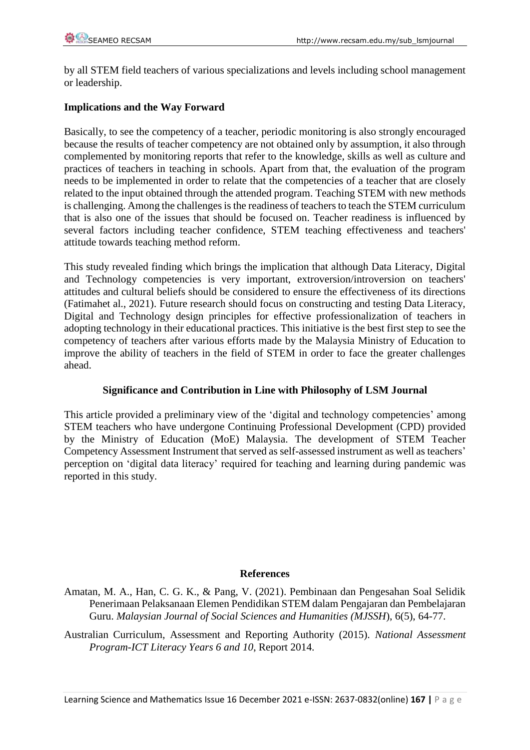by all STEM field teachers of various specializations and levels including school management or leadership.

**Implications and the Way Forward**

Basically, to see the competency of a teacher, periodic monitoring is also strongly encouraged because the results of teacher competency are not obtained only by assumption, it also through complemented by monitoring reports that refer to the knowledge, skills as well as culture and practices of teachers in teaching in schools. Apart from that, the evaluation of the program needs to be implemented in order to relate that the competencies of a teacher that are closely related to the input obtained through the attended program. Teaching STEM with new methods is challenging. Among the challenges is the readiness of teachers to teach the STEM curriculum that is also one of the issues that should be focused on. Teacher readiness is influenced by several factors including teacher confidence, STEM teaching effectiveness and teachers' attitude towards teaching method reform.

This study revealed finding which brings the implication that although Data Literacy, Digital and Technology competencies is very important, extroversion/introversion on teachers' attitudes and cultural beliefs should be considered to ensure the effectiveness of its directions (Fatimahet al., 2021). Future research should focus on constructing and testing Data Literacy, Digital and Technology design principles for effective professionalization of teachers in adopting technology in their educational practices. This initiative is the best first step to see the competency of teachers after various efforts made by the Malaysia Ministry of Education to improve the ability of teachers in the field of STEM in order to face the greater challenges ahead.

**Significance and Contribution in Line with Philosophy of LSM Journal**

This article provided a preliminary view of the 'digital and technology competencies' among STEM teachers who have undergone Continuing Professional Development (CPD) provided by the Ministry of Education (MoE) Malaysia. The development of STEM Teacher Competency Assessment Instrument that served as self-assessed instrument as well as teachers' perception on 'digital data literacy' required for teaching and learning during pandemic was reported in this study.

**References**

Amatan, M. A., Han, C. G. K., & Pang, V. (2021). Pembinaan dan Pengesahan Soal Selidik Penerimaan Pelaksanaan Elemen Pendidikan STEM dalam Pengajaran dan Pembelajaran Guru. *Malaysian Journal of Social Sciences and Humanities (MJSSH*), 6(5), 64-77.

Australian Curriculum, Assessment and Reporting Authority (2015). *National Assessment Program-ICT Literacy Years 6 and 10*, Report 2014.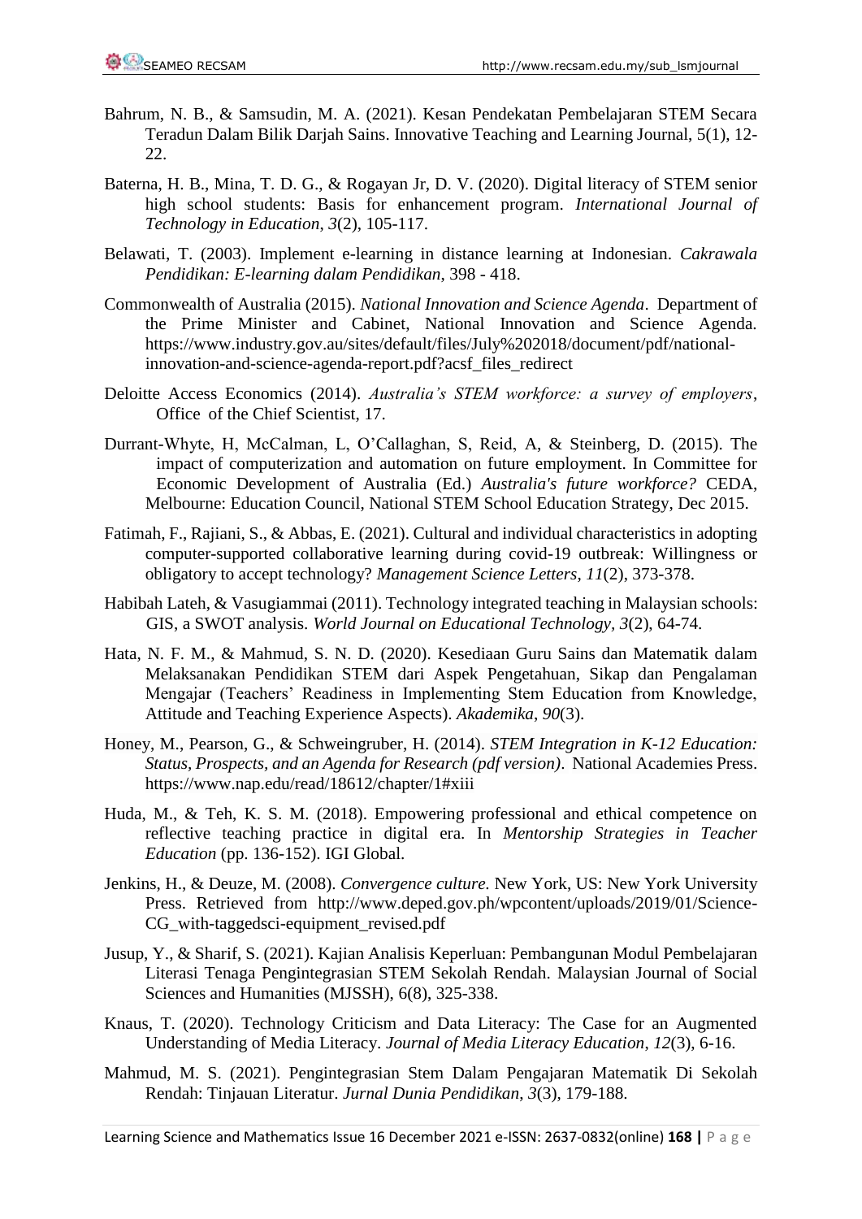Bahrum, N. B., & Samsudin, M. A. (2021). Kesan Pendekatan Pembelajaran STEM Secara Teradun Dalam Bilik Darjah Sains. Innovative Teaching and Learning Journal, 5(1), 12-22.

Baterna, H. B., Mina, T. D. G., & Rogayan Jr, D. V. (2020). Digital literacy of STEM senior high school students: Basis for enhancement program. *International Journal of Technology in Education*, *3*(2), 105-117.

Belawati, T. (2003). Implement e-learning in distance learning at Indonesian. *Cakrawala Pendidikan: E-learning dalam Pendidikan*, 398 - 418.

Commonwealth of Australia (2015). *National Innovation and Science Agenda*. Department of the Prime Minister and Cabinet, National Innovation and Science Agenda. https://www.industry.gov.au/sites/default/files/July%202018/document/pdf/national-innovation-and-science-agenda-report.pdf?acsf_files_redirect

Deloitte Access Economics (2014). *Australia's STEM workforce: a survey of employers*, Office of the Chief Scientist, 17.

Durrant-Whyte, H, McCalman, L, O'Callaghan, S, Reid, A, & Steinberg, D. (2015). The impact of computerization and automation on future employment. In Committee for Economic Development of Australia (Ed.) *Australia's future workforce?* CEDA, Melbourne: Education Council, National STEM School Education Strategy, Dec 2015.

Fatimah, F., Rajiani, S., & Abbas, E. (2021). Cultural and individual characteristics in adopting computer-supported collaborative learning during covid-19 outbreak: Willingness or obligatory to accept technology? *Management Science Letters*, *11*(2), 373-378.

Habibah Lateh, & Vasugiammai (2011). Technology integrated teaching in Malaysian schools: GIS, a SWOT analysis. *World Journal on Educational Technology*, *3*(2), 64-74.

Hata, N. F. M., & Mahmud, S. N. D. (2020). Kesediaan Guru Sains dan Matematik dalam Melaksanakan Pendidikan STEM dari Aspek Pengetahuan, Sikap dan Pengalaman Mengajar (Teachers' Readiness in Implementing Stem Education from Knowledge, Attitude and Teaching Experience Aspects). *Akademika*, *90*(3).

Honey, M., Pearson, G., & Schweingruber, H. (2014). *STEM Integration in K-12 Education: Status, Prospects, and an Agenda for Research (pdf version)*. National Academies Press. https://www.nap.edu/read/18612/chapter/1#xiii

Huda, M., & Teh, K. S. M. (2018). Empowering professional and ethical competence on reflective teaching practice in digital era. In *Mentorship Strategies in Teacher Education* (pp. 136-152). IGI Global.

Jenkins, H., & Deuze, M. (2008). *Convergence culture*. New York, US: New York University Press. Retrieved from http://www.deped.gov.ph/wpcontent/uploads/2019/01/Science-CG_with-taggedsci-equipment_revised.pdf

Jusup, Y., & Sharif, S. (2021). Kajian Analisis Keperluan: Pembangunan Modul Pembelajaran Literasi Tenaga Pengintegrasian STEM Sekolah Rendah. Malaysian Journal of Social Sciences and Humanities (MJSSH), 6(8), 325-338.

Knaus, T. (2020). Technology Criticism and Data Literacy: The Case for an Augmented Understanding of Media Literacy. *Journal of Media Literacy Education*, *12*(3), 6-16.

Mahmud, M. S. (2021). Pengintegrasian Stem Dalam Pengajaran Matematik Di Sekolah Rendah: Tinjauan Literatur. *Jurnal Dunia Pendidikan*, *3*(3), 179-188.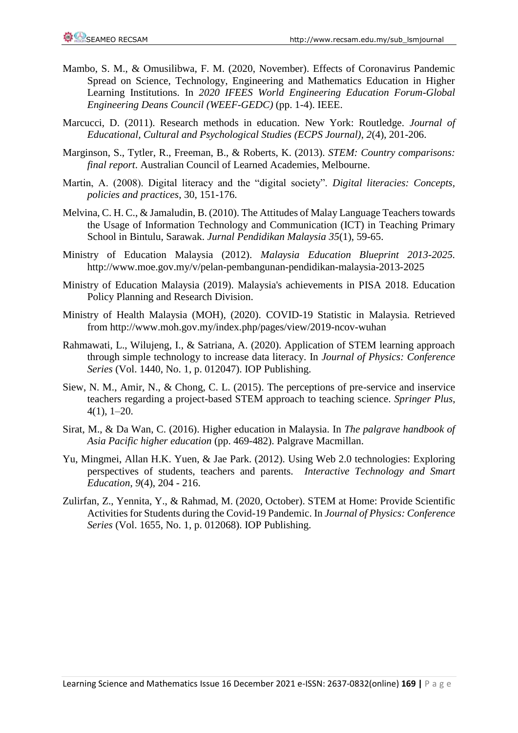Mambo, S. M., & Omusilibwa, F. M. (2020, November). Effects of Coronavirus Pandemic Spread on Science, Technology, Engineering and Mathematics Education in Higher Learning Institutions. In *2020 IFEES World Engineering Education Forum-Global Engineering Deans Council (WEEF-GEDC)* (pp. 1-4). IEEE.

Marcucci, D. (2011). Research methods in education. New York: Routledge. *Journal of Educational, Cultural and Psychological Studies (ECPS Journal)*, *2*(4), 201-206.

Marginson, S., Tytler, R., Freeman, B., & Roberts, K. (2013). *STEM: Country comparisons: final report*. Australian Council of Learned Academies, Melbourne.

Martin, A. (2008). Digital literacy and the "digital society". *Digital literacies: Concepts, policies and practices*, 30, 151-176.

Melvina, C. H. C., & Jamaludin, B. (2010). The Attitudes of Malay Language Teachers towards the Usage of Information Technology and Communication (ICT) in Teaching Primary School in Bintulu, Sarawak. *Jurnal Pendidikan Malaysia 35*(1), 59-65.

Ministry of Education Malaysia (2012). *Malaysia Education Blueprint 2013-2025.* http://www.moe.gov.my/v/pelan-pembangunan-pendidikan-malaysia-2013-2025

Ministry of Education Malaysia (2019). Malaysia's achievements in PISA 2018. Education Policy Planning and Research Division.

Ministry of Health Malaysia (MOH), (2020). COVID-19 Statistic in Malaysia. Retrieved from http://www.moh.gov.my/index.php/pages/view/2019-ncov-wuhan

Rahmawati, L., Wilujeng, I., & Satriana, A. (2020). Application of STEM learning approach through simple technology to increase data literacy. In *Journal of Physics: Conference Series* (Vol. 1440, No. 1, p. 012047). IOP Publishing.

Siew, N. M., Amir, N., & Chong, C. L. (2015). The perceptions of pre-service and inservice teachers regarding a project-based STEM approach to teaching science. *Springer Plus*, 4(1), 1–20.

Sirat, M., & Da Wan, C. (2016). Higher education in Malaysia. In *The palgrave handbook of Asia Pacific higher education* (pp. 469-482). Palgrave Macmillan.

Yu, Mingmei, Allan H.K. Yuen, & Jae Park. (2012). Using Web 2.0 technologies: Exploring perspectives of students, teachers and parents. *Interactive Technology and Smart Education*, *9*(4), 204 - 216.

Zulirfan, Z., Yennita, Y., & Rahmad, M. (2020, October). STEM at Home: Provide Scientific Activities for Students during the Covid-19 Pandemic. In *Journal of Physics: Conference Series* (Vol. 1655, No. 1, p. 012068). IOP Publishing.